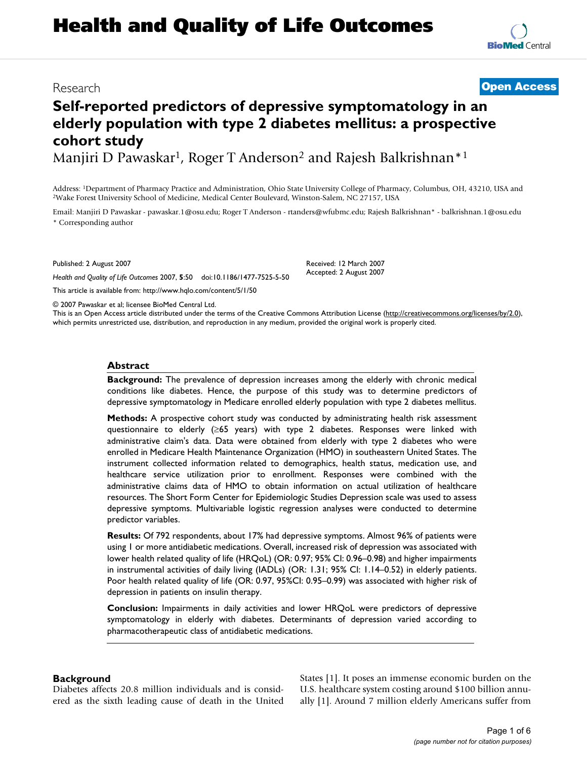# Health and Quality of Life Outcomes

Research | **Open Access**

# Self-reported predictors of depressive symptomatology in an elderly population with type 2 diabetes mellitus: a prospective cohort study

Manjiri D Pawaskar[1], Roger T Anderson[2] and Rajesh Balkrishnan*[1]

Address: [1]Department of Pharmacy Practice and Administration, Ohio State University College of Pharmacy, Columbus, OH, 43210, USA and [2]Wake Forest University School of Medicine, Medical Center Boulevard, Winston-Salem, NC 27157, USA

Email: Manjiri D Pawaskar - pawaskar.1@osu.edu; Roger T Anderson - rtanders@wfubmc.edu; Rajesh Balkrishnan* - balkrishnan.1@osu.edu

\* Corresponding author

Published: 2 August 2007

*Health and Quality of Life Outcomes* 2007, **5**:50 doi:10.1186/1477-7525-5-50

Received: 12 March 2007
Accepted: 2 August 2007

This article is available from: http://www.hqlo.com/content/5/1/50

© 2007 Pawaskar et al; licensee BioMed Central Ltd.

This is an Open Access article distributed under the terms of the Creative Commons Attribution License (http://creativecommons.org/licenses/by/2.0), which permits unrestricted use, distribution, and reproduction in any medium, provided the original work is properly cited.

## Abstract

**Background:** The prevalence of depression increases among the elderly with chronic medical conditions like diabetes. Hence, the purpose of this study was to determine predictors of depressive symptomatology in Medicare enrolled elderly population with type 2 diabetes mellitus.

**Methods:** A prospective cohort study was conducted by administrating health risk assessment questionnaire to elderly (≥65 years) with type 2 diabetes. Responses were linked with administrative claim's data. Data were obtained from elderly with type 2 diabetes who were enrolled in Medicare Health Maintenance Organization (HMO) in southeastern United States. The instrument collected information related to demographics, health status, medication use, and healthcare service utilization prior to enrollment. Responses were combined with the administrative claims data of HMO to obtain information on actual utilization of healthcare resources. The Short Form Center for Epidemiologic Studies Depression scale was used to assess depressive symptoms. Multivariable logistic regression analyses were conducted to determine predictor variables.

**Results:** Of 792 respondents, about 17% had depressive symptoms. Almost 96% of patients were using 1 or more antidiabetic medications. Overall, increased risk of depression was associated with lower health related quality of life (HRQoL) (OR: 0.97; 95% CI: 0.96–0.98) and higher impairments in instrumental activities of daily living (IADLs) (OR: 1.31; 95% CI: 1.14–0.52) in elderly patients. Poor health related quality of life (OR: 0.97, 95%CI: 0.95–0.99) was associated with higher risk of depression in patients on insulin therapy.

**Conclusion:** Impairments in daily activities and lower HRQoL were predictors of depressive symptomatology in elderly with diabetes. Determinants of depression varied according to pharmacotherapeutic class of antidiabetic medications.

## Background

Diabetes affects 20.8 million individuals and is considered as the sixth leading cause of death in the United States [1]. It poses an immense economic burden on the U.S. healthcare system costing around $100 billion annually [1]. Around 7 million elderly Americans suffer from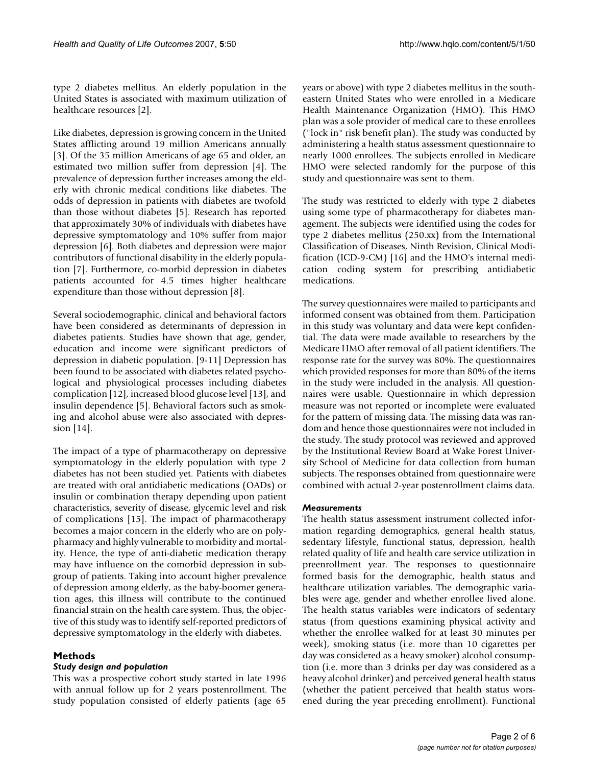type 2 diabetes mellitus. An elderly population in the United States is associated with maximum utilization of healthcare resources [2].

Like diabetes, depression is growing concern in the United States afflicting around 19 million Americans annually [3]. Of the 35 million Americans of age 65 and older, an estimated two million suffer from depression [4]. The prevalence of depression further increases among the elderly with chronic medical conditions like diabetes. The odds of depression in patients with diabetes are twofold than those without diabetes [5]. Research has reported that approximately 30% of individuals with diabetes have depressive symptomatology and 10% suffer from major depression [6]. Both diabetes and depression were major contributors of functional disability in the elderly population [7]. Furthermore, co-morbid depression in diabetes patients accounted for 4.5 times higher healthcare expenditure than those without depression [8].

Several sociodemographic, clinical and behavioral factors have been considered as determinants of depression in diabetes patients. Studies have shown that age, gender, education and income were significant predictors of depression in diabetic population. [9-11] Depression has been found to be associated with diabetes related psychological and physiological processes including diabetes complication [12], increased blood glucose level [13], and insulin dependence [5]. Behavioral factors such as smoking and alcohol abuse were also associated with depression [14].

The impact of a type of pharmacotherapy on depressive symptomatology in the elderly population with type 2 diabetes has not been studied yet. Patients with diabetes are treated with oral antidiabetic medications (OADs) or insulin or combination therapy depending upon patient characteristics, severity of disease, glycemic level and risk of complications [15]. The impact of pharmacotherapy becomes a major concern in the elderly who are on polypharmacy and highly vulnerable to morbidity and mortality. Hence, the type of anti-diabetic medication therapy may have influence on the comorbid depression in subgroup of patients. Taking into account higher prevalence of depression among elderly, as the baby-boomer generation ages, this illness will contribute to the continued financial strain on the health care system. Thus, the objective of this study was to identify self-reported predictors of depressive symptomatology in the elderly with diabetes.

## Methods

### *Study design and population*

This was a prospective cohort study started in late 1996 with annual follow up for 2 years postenrollment. The study population consisted of elderly patients (age 65 years or above) with type 2 diabetes mellitus in the southeastern United States who were enrolled in a Medicare Health Maintenance Organization (HMO). This HMO plan was a sole provider of medical care to these enrollees ("lock in" risk benefit plan). The study was conducted by administering a health status assessment questionnaire to nearly 1000 enrollees. The subjects enrolled in Medicare HMO were selected randomly for the purpose of this study and questionnaire was sent to them.

The study was restricted to elderly with type 2 diabetes using some type of pharmacotherapy for diabetes management. The subjects were identified using the codes for type 2 diabetes mellitus (250.xx) from the International Classification of Diseases, Ninth Revision, Clinical Modification (ICD-9-CM) [16] and the HMO's internal medication coding system for prescribing antidiabetic medications.

The survey questionnaires were mailed to participants and informed consent was obtained from them. Participation in this study was voluntary and data were kept confidential. The data were made available to researchers by the Medicare HMO after removal of all patient identifiers. The response rate for the survey was 80%. The questionnaires which provided responses for more than 80% of the items in the study were included in the analysis. All questionnaires were usable. Questionnaire in which depression measure was not reported or incomplete were evaluated for the pattern of missing data. The missing data was random and hence those questionnaires were not included in the study. The study protocol was reviewed and approved by the Institutional Review Board at Wake Forest University School of Medicine for data collection from human subjects. The responses obtained from questionnaire were combined with actual 2-year postenrollment claims data.

### *Measurements*

The health status assessment instrument collected information regarding demographics, general health status, sedentary lifestyle, functional status, depression, health related quality of life and health care service utilization in preenrollment year. The responses to questionnaire formed basis for the demographic, health status and healthcare utilization variables. The demographic variables were age, gender and whether enrollee lived alone. The health status variables were indicators of sedentary status (from questions examining physical activity and whether the enrollee walked for at least 30 minutes per week), smoking status (i.e. more than 10 cigarettes per day was considered as a heavy smoker) alcohol consumption (i.e. more than 3 drinks per day was considered as a heavy alcohol drinker) and perceived general health status (whether the patient perceived that health status worsened during the year preceding enrollment). Functional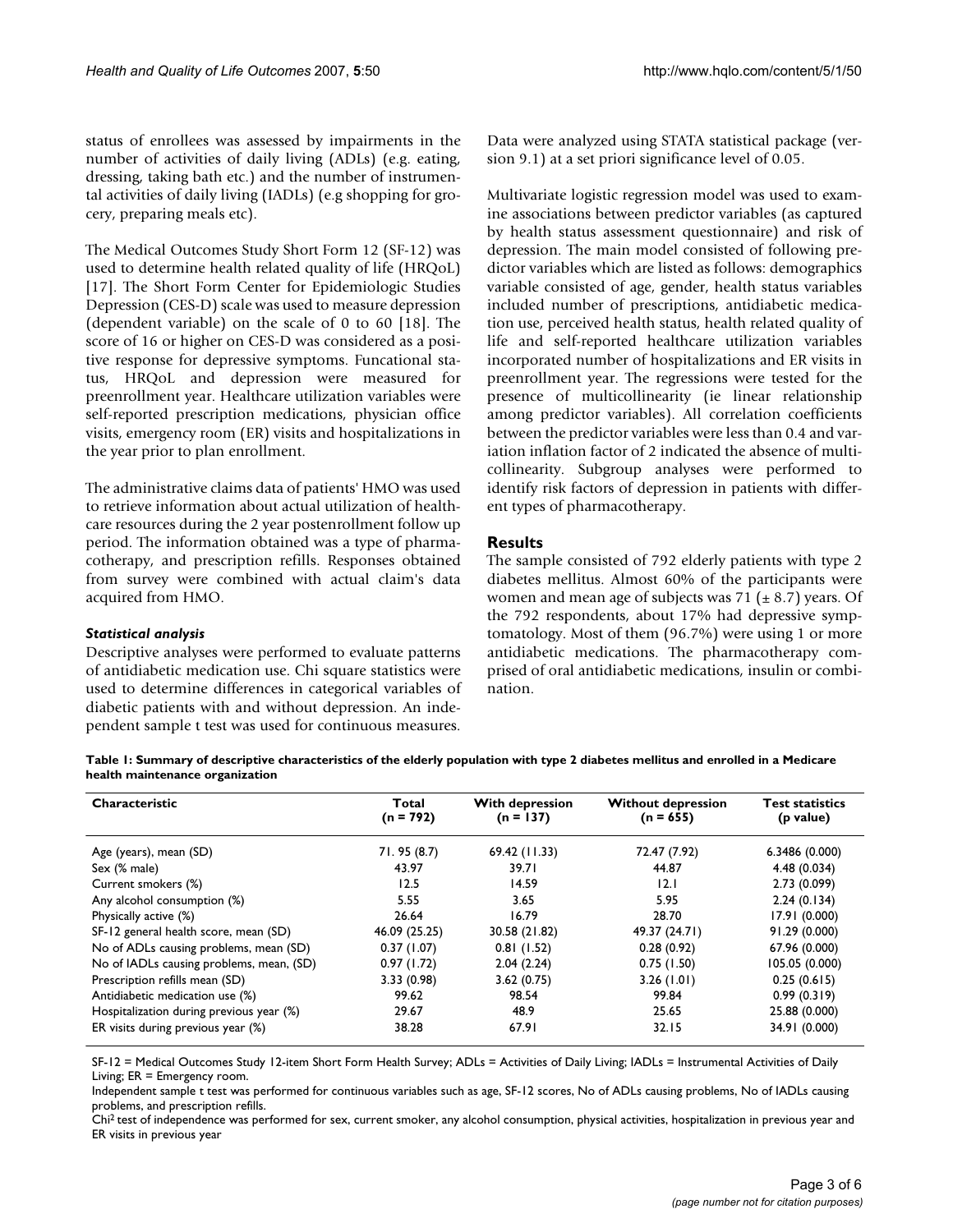status of enrollees was assessed by impairments in the number of activities of daily living (ADLs) (e.g. eating, dressing, taking bath etc.) and the number of instrumental activities of daily living (IADLs) (e.g shopping for grocery, preparing meals etc).

The Medical Outcomes Study Short Form 12 (SF-12) was used to determine health related quality of life (HRQoL) [17]. The Short Form Center for Epidemiologic Studies Depression (CES-D) scale was used to measure depression (dependent variable) on the scale of 0 to 60 [18]. The score of 16 or higher on CES-D was considered as a positive response for depressive symptoms. Funcational status, HRQoL and depression were measured for preenrollment year. Healthcare utilization variables were self-reported prescription medications, physician office visits, emergency room (ER) visits and hospitalizations in the year prior to plan enrollment.

The administrative claims data of patients' HMO was used to retrieve information about actual utilization of healthcare resources during the 2 year postenrollment follow up period. The information obtained was a type of pharmacotherapy, and prescription refills. Responses obtained from survey were combined with actual claim's data acquired from HMO.

### *Statistical analysis*

Descriptive analyses were performed to evaluate patterns of antidiabetic medication use. Chi square statistics were used to determine differences in categorical variables of diabetic patients with and without depression. An independent sample t test was used for continuous measures. Data were analyzed using STATA statistical package (version 9.1) at a set priori significance level of 0.05.

Multivariate logistic regression model was used to examine associations between predictor variables (as captured by health status assessment questionnaire) and risk of depression. The main model consisted of following predictor variables which are listed as follows: demographics variable consisted of age, gender, health status variables included number of prescriptions, antidiabetic medication use, perceived health status, health related quality of life and self-reported healthcare utilization variables incorporated number of hospitalizations and ER visits in preenrollment year. The regressions were tested for the presence of multicollinearity (ie linear relationship among predictor variables). All correlation coefficients between the predictor variables were less than 0.4 and variation inflation factor of 2 indicated the absence of multicollinearity. Subgroup analyses were performed to identify risk factors of depression in patients with different types of pharmacotherapy.

## Results

The sample consisted of 792 elderly patients with type 2 diabetes mellitus. Almost 60% of the participants were women and mean age of subjects was 71 (± 8.7) years. Of the 792 respondents, about 17% had depressive symptomatology. Most of them (96.7%) were using 1 or more antidiabetic medications. The pharmacotherapy comprised of oral antidiabetic medications, insulin or combination.

**Table 1: Summary of descriptive characteristics of the elderly population with type 2 diabetes mellitus and enrolled in a Medicare health maintenance organization**

| Characteristic | Total (n = 792) | With depression (n = 137) | Without depression (n = 655) | Test statistics (p value) |
|---|---|---|---|---|
| Age (years), mean (SD) | 71. 95 (8.7) | 69.42 (11.33) | 72.47 (7.92) | 6.3486 (0.000) |
| Sex (% male) | 43.97 | 39.71 | 44.87 | 4.48 (0.034) |
| Current smokers (%) | 12.5 | 14.59 | 12.1 | 2.73 (0.099) |
| Any alcohol consumption (%) | 5.55 | 3.65 | 5.95 | 2.24 (0.134) |
| Physically active (%) | 26.64 | 16.79 | 28.70 | 17.91 (0.000) |
| SF-12 general health score, mean (SD) | 46.09 (25.25) | 30.58 (21.82) | 49.37 (24.71) | 91.29 (0.000) |
| No of ADLs causing problems, mean (SD) | 0.37 (1.07) | 0.81 (1.52) | 0.28 (0.92) | 67.96 (0.000) |
| No of IADLs causing problems, mean, (SD) | 0.97 (1.72) | 2.04 (2.24) | 0.75 (1.50) | 105.05 (0.000) |
| Prescription refills mean (SD) | 3.33 (0.98) | 3.62 (0.75) | 3.26 (1.01) | 0.25 (0.615) |
| Antidiabetic medication use (%) | 99.62 | 98.54 | 99.84 | 0.99 (0.319) |
| Hospitalization during previous year (%) | 29.67 | 48.9 | 25.65 | 25.88 (0.000) |
| ER visits during previous year (%) | 38.28 | 67.91 | 32.15 | 34.91 (0.000) |

SF-12 = Medical Outcomes Study 12-item Short Form Health Survey; ADLs = Activities of Daily Living; IADLs = Instrumental Activities of Daily Living; ER = Emergency room.

Independent sample t test was performed for continuous variables such as age, SF-12 scores, No of ADLs causing problems, No of IADLs causing problems, and prescription refills.

$Chi^2$ test of independence was performed for sex, current smoker, any alcohol consumption, physical activities, hospitalization in previous year and ER visits in previous year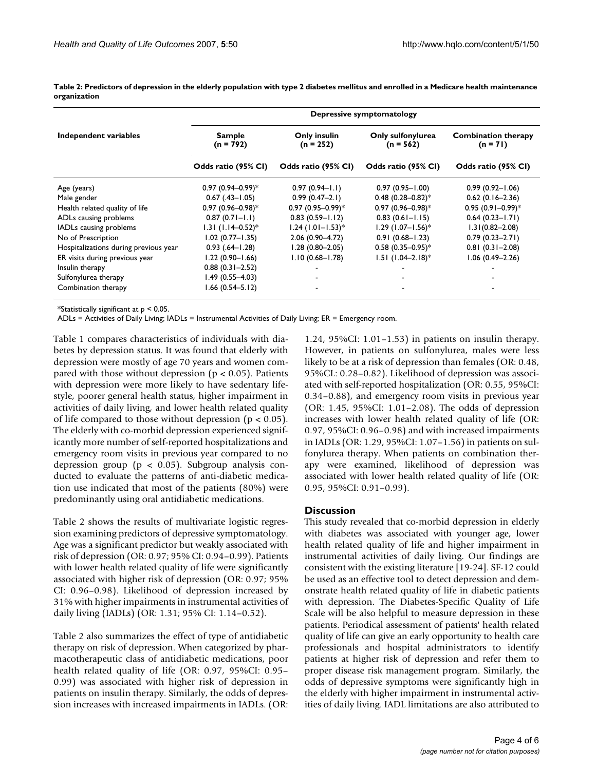**Table 2: Predictors of depression in the elderly population with type 2 diabetes mellitus and enrolled in a Medicare health maintenance organization**

| Independent variables | Depressive symptomatology | | | |
|---|---|---|---|---|
| | Sample (n = 792) | Only insulin (n = 252) | Only sulfonylurea (n = 562) | Combination therapy (n = 71) |
| | Odds ratio (95% CI) | Odds ratio (95% CI) | Odds ratio (95% CI) | Odds ratio (95% CI) |
| Age (years) | 0.97 (0.94–0.99)* | 0.97 (0.94–1.1) | 0.97 (0.95–1.00) | 0.99 (0.92–1.06) |
| Male gender | 0.67 (.43–1.05) | 0.99 (0.47–2.1) | 0.48 (0.28–0.82)* | 0.62 (0.16–2.36) |
| Health related quality of life | 0.97 (0.96–0.98)* | 0.97 (0.95–0.99)* | 0.97 (0.96–0.98)* | 0.95 (0.91–0.99)* |
| ADLs causing problems | 0.87 (0.71–1.1) | 0.83 (0.59–1.12) | 0.83 (0.61–1.15) | 0.64 (0.23–1.71) |
| IADLs causing problems | 1.31 (1.14–0.52)* | 1.24 (1.01–1.53)* | 1.29 (1.07–1.56)* | 1.31(0.82–2.08) |
| No of Prescription | 1.02 (0.77–1.35) | 2.06 (0.90–4.72) | 0.91 (0.68–1.23) | 0.79 (0.23–2.71) |
| Hospitalizations during previous year | 0.93 (.64–1.28) | 1.28 (0.80–2.05) | 0.58 (0.35–0.95)* | 0.81 (0.31–2.08) |
| ER visits during previous year | 1.22 (0.90–1.66) | 1.10 (0.68–1.78) | 1.51 (1.04–2.18)* | 1.06 (0.49–2.26) |
| Insulin therapy | 0.88 (0.31–2.52) | - | - | - |
| Sulfonylurea therapy | 1.49 (0.55–4.03) | - | - | - |
| Combination therapy | 1.66 (0.54–5.12) | - | - | - |

*Statistically significant at $p < 0.05$.

ADLs = Activities of Daily Living; IADLs = Instrumental Activities of Daily Living; ER = Emergency room.

Table 1 compares characteristics of individuals with diabetes by depression status. It was found that elderly with depression were mostly of age 70 years and women compared with those without depression ($p < 0.05$). Patients with depression were more likely to have sedentary lifestyle, poorer general health status, higher impairment in activities of daily living, and lower health related quality of life compared to those without depression ($p < 0.05$). The elderly with co-morbid depression experienced significantly more number of self-reported hospitalizations and emergency room visits in previous year compared to no depression group ($p < 0.05$). Subgroup analysis conducted to evaluate the patterns of anti-diabetic medication use indicated that most of the patients (80%) were predominantly using oral antidiabetic medications.

Table 2 shows the results of multivariate logistic regression examining predictors of depressive symptomatology. Age was a significant predictor but weakly associated with risk of depression (OR: 0.97; 95% CI: 0.94–0.99). Patients with lower health related quality of life were significantly associated with higher risk of depression (OR: 0.97; 95% CI: 0.96–0.98). Likelihood of depression increased by 31% with higher impairments in instrumental activities of daily living (IADLs) (OR: 1.31; 95% CI: 1.14–0.52).

Table 2 also summarizes the effect of type of antidiabetic therapy on risk of depression. When categorized by pharmacotherapeutic class of antidiabetic medications, poor health related quality of life (OR: 0.97, 95%CI: 0.95–0.99) was associated with higher risk of depression in patients on insulin therapy. Similarly, the odds of depression increases with increased impairments in IADLs. (OR: 1.24, 95%CI: 1.01–1.53) in patients on insulin therapy. However, in patients on sulfonylurea, males were less likely to be at a risk of depression than females (OR: 0.48, 95%CL: 0.28–0.82). Likelihood of depression was associated with self-reported hospitalization (OR: 0.55, 95%CI: 0.34–0.88), and emergency room visits in previous year (OR: 1.45, 95%CI: 1.01–2.08). The odds of depression increases with lower health related quality of life (OR: 0.97, 95%CI: 0.96–0.98) and with increased impairments in IADLs (OR: 1.29, 95%CI: 1.07–1.56) in patients on sulfonylurea therapy. When patients on combination therapy were examined, likelihood of depression was associated with lower health related quality of life (OR: 0.95, 95%CI: 0.91–0.99).

## Discussion

This study revealed that co-morbid depression in elderly with diabetes was associated with younger age, lower health related quality of life and higher impairment in instrumental activities of daily living. Our findings are consistent with the existing literature [19-24]. SF-12 could be used as an effective tool to detect depression and demonstrate health related quality of life in diabetic patients with depression. The Diabetes-Specific Quality of Life Scale will be also helpful to measure depression in these patients. Periodical assessment of patients' health related quality of life can give an early opportunity to health care professionals and hospital administrators to identify patients at higher risk of depression and refer them to proper disease risk management program. Similarly, the odds of depressive symptoms were significantly high in the elderly with higher impairment in instrumental activities of daily living. IADL limitations are also attributed to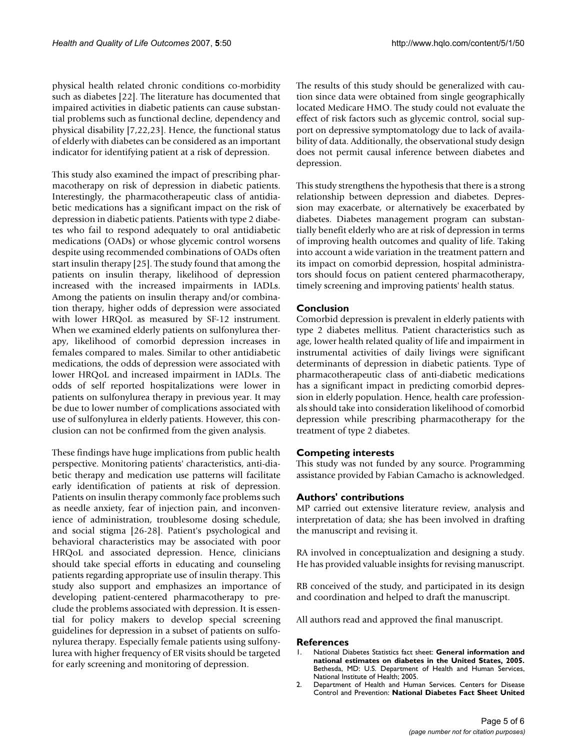physical health related chronic conditions co-morbidity such as diabetes [22]. The literature has documented that impaired activities in diabetic patients can cause substantial problems such as functional decline, dependency and physical disability [7,22,23]. Hence, the functional status of elderly with diabetes can be considered as an important indicator for identifying patient at a risk of depression.

This study also examined the impact of prescribing pharmacotherapy on risk of depression in diabetic patients. Interestingly, the pharmacotherapeutic class of antidiabetic medications has a significant impact on the risk of depression in diabetic patients. Patients with type 2 diabetes who fail to respond adequately to oral antidiabetic medications (OADs) or whose glycemic control worsens despite using recommended combinations of OADs often start insulin therapy [25]. The study found that among the patients on insulin therapy, likelihood of depression increased with the increased impairments in IADLs. Among the patients on insulin therapy and/or combination therapy, higher odds of depression were associated with lower HRQoL as measured by SF-12 instrument. When we examined elderly patients on sulfonylurea therapy, likelihood of comorbid depression increases in females compared to males. Similar to other antidiabetic medications, the odds of depression were associated with lower HRQoL and increased impairment in IADLs. The odds of self reported hospitalizations were lower in patients on sulfonylurea therapy in previous year. It may be due to lower number of complications associated with use of sulfonylurea in elderly patients. However, this conclusion can not be confirmed from the given analysis.

These findings have huge implications from public health perspective. Monitoring patients' characteristics, anti-diabetic therapy and medication use patterns will facilitate early identification of patients at risk of depression. Patients on insulin therapy commonly face problems such as needle anxiety, fear of injection pain, and inconvenience of administration, troublesome dosing schedule, and social stigma [26-28]. Patient's psychological and behavioral characteristics may be associated with poor HRQoL and associated depression. Hence, clinicians should take special efforts in educating and counseling patients regarding appropriate use of insulin therapy. This study also support and emphasizes an importance of developing patient-centered pharmacotherapy to preclude the problems associated with depression. It is essential for policy makers to develop special screening guidelines for depression in a subset of patients on sulfonylurea therapy. Especially female patients using sulfonylurea with higher frequency of ER visits should be targeted for early screening and monitoring of depression.

The results of this study should be generalized with caution since data were obtained from single geographically located Medicare HMO. The study could not evaluate the effect of risk factors such as glycemic control, social support on depressive symptomatology due to lack of availability of data. Additionally, the observational study design does not permit causal inference between diabetes and depression.

This study strengthens the hypothesis that there is a strong relationship between depression and diabetes. Depression may exacerbate, or alternatively be exacerbated by diabetes. Diabetes management program can substantially benefit elderly who are at risk of depression in terms of improving health outcomes and quality of life. Taking into account a wide variation in the treatment pattern and its impact on comorbid depression, hospital administrators should focus on patient centered pharmacotherapy, timely screening and improving patients' health status.

## Conclusion

Comorbid depression is prevalent in elderly patients with type 2 diabetes mellitus. Patient characteristics such as age, lower health related quality of life and impairment in instrumental activities of daily livings were significant determinants of depression in diabetic patients. Type of pharmacotherapeutic class of anti-diabetic medications has a significant impact in predicting comorbid depression in elderly population. Hence, health care professionals should take into consideration likelihood of comorbid depression while prescribing pharmacotherapy for the treatment of type 2 diabetes.

## Competing interests

This study was not funded by any source. Programming assistance provided by Fabian Camacho is acknowledged.

## Authors' contributions

MP carried out extensive literature review, analysis and interpretation of data; she has been involved in drafting the manuscript and revising it.

RA involved in conceptualization and designing a study. He has provided valuable insights for revising manuscript.

RB conceived of the study, and participated in its design and coordination and helped to draft the manuscript.

All authors read and approved the final manuscript.

## References

1. National Diabetes Statistics fact sheet: **General information and national estimates on diabetes in the United States, 2005.** Bethesda, MD: U.S. Department of Health and Human Services, National Institute of Health; 2005.
2. Department of Health and Human Services. Centers for Disease Control and Prevention: **National Diabetes Fact Sheet United**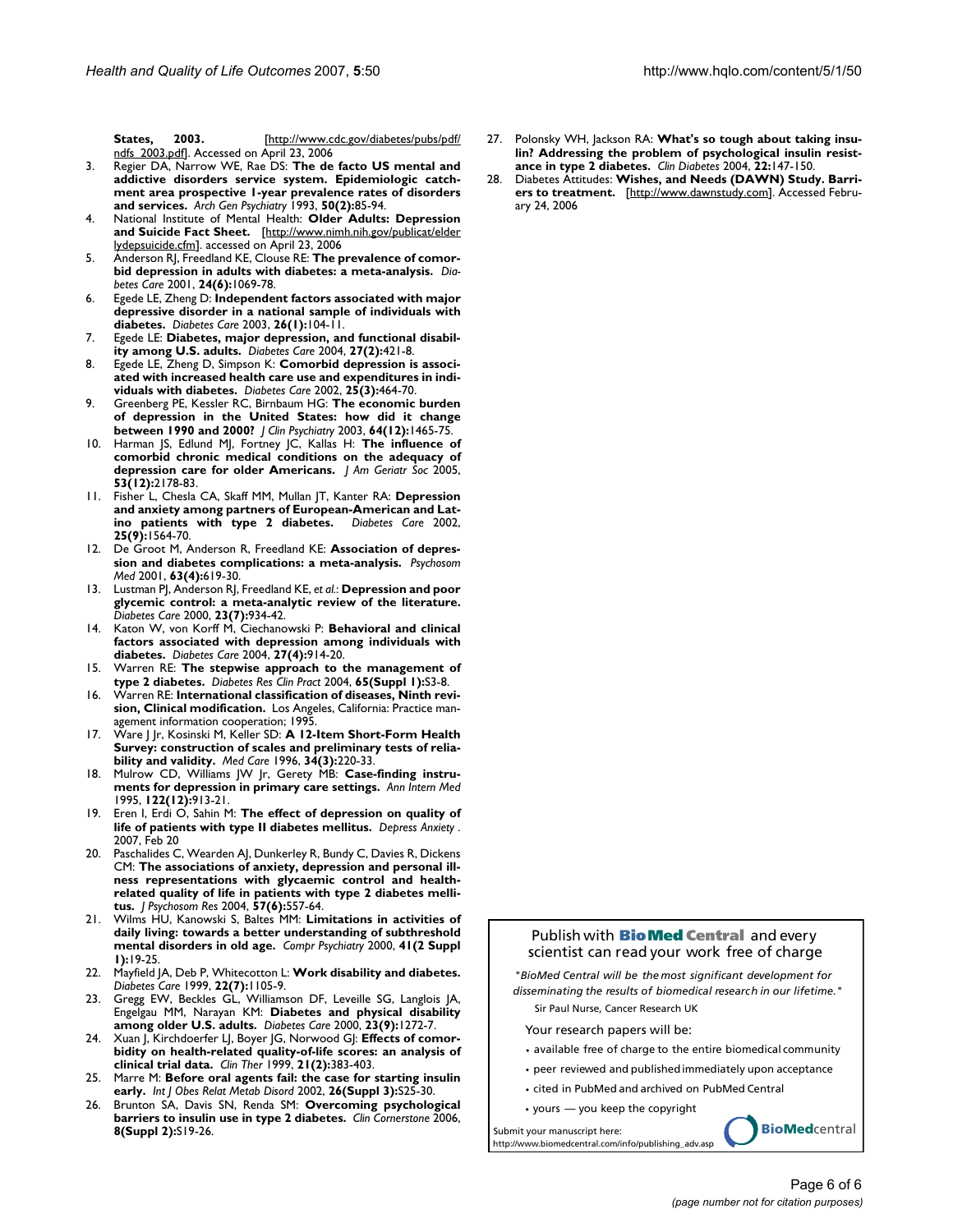States, 2003. [http://www.cdc.gov/diabetes/pubs/pdf/ndfs_2003.pdf]. Accessed on April 23, 2006

3. Regier DA, Narrow WE, Rae DS: **The de facto US mental and addictive disorders service system. Epidemiologic catchment area prospective 1-year prevalence rates of disorders and services.** *Arch Gen Psychiatry* 1993, **50(2):**85-94.
4. National Institute of Mental Health: **Older Adults: Depression and Suicide Fact Sheet.** [http://www.nimh.nih.gov/publicat/elderlydepsuicide.cfm]. accessed on April 23, 2006
5. Anderson RJ, Freedland KE, Clouse RE: **The prevalence of comorbid depression in adults with diabetes: a meta-analysis.** *Diabetes Care* 2001, **24(6):**1069-78.
6. Egede LE, Zheng D: **Independent factors associated with major depressive disorder in a national sample of individuals with diabetes.** *Diabetes Care* 2003, **26(1):**104-11.
7. Egede LE: **Diabetes, major depression, and functional disability among U.S. adults.** *Diabetes Care* 2004, **27(2):**421-8.
8. Egede LE, Zheng D, Simpson K: **Comorbid depression is associated with increased health care use and expenditures in individuals with diabetes.** *Diabetes Care* 2002, **25(3):**464-70.
9. Greenberg PE, Kessler RC, Birnbaum HG: **The economic burden of depression in the United States: how did it change between 1990 and 2000?** *J Clin Psychiatry* 2003, **64(12):**1465-75.
10. Harman JS, Edlund MJ, Fortney JC, Kallas H: **The influence of comorbid chronic medical conditions on the adequacy of depression care for older Americans.** *J Am Geriatr Soc* 2005, **53(12):**2178-83.
11. Fisher L, Chesla CA, Skaff MM, Mullan JT, Kanter RA: **Depression and anxiety among partners of European-American and Latino patients with type 2 diabetes.** *Diabetes Care* 2002, **25(9):**1564-70.
12. De Groot M, Anderson R, Freedland KE: **Association of depression and diabetes complications: a meta-analysis.** *Psychosom Med* 2001, **63(4):**619-30.
13. Lustman PJ, Anderson RJ, Freedland KE, *et al.*: **Depression and poor glycemic control: a meta-analytic review of the literature.** *Diabetes Care* 2000, **23(7):**934-42.
14. Katon W, von Korff M, Ciechanowski P: **Behavioral and clinical factors associated with depression among individuals with diabetes.** *Diabetes Care* 2004, **27(4):**914-20.
15. Warren RE: **The stepwise approach to the management of type 2 diabetes.** *Diabetes Res Clin Pract* 2004, **65(Suppl 1):**S3-8.
16. Warren RE: **International classification of diseases, Ninth revision, Clinical modification.** Los Angeles, California: Practice management information cooperation; 1995.
17. Ware J Jr, Kosinski M, Keller SD: **A 12-Item Short-Form Health Survey: construction of scales and preliminary tests of reliability and validity.** *Med Care* 1996, **34(3):**220-33.
18. Mulrow CD, Williams JW Jr, Gerety MB: **Case-finding instruments for depression in primary care settings.** *Ann Intern Med* 1995, **122(12):**913-21.
19. Eren I, Erdi O, Sahin M: **The effect of depression on quality of life of patients with type II diabetes mellitus.** *Depress Anxiety* . 2007, Feb 20
20. Paschalides C, Wearden AJ, Dunkerley R, Bundy C, Davies R, Dickens CM: **The associations of anxiety, depression and personal illness representations with glycaemic control and health-related quality of life in patients with type 2 diabetes mellitus.** *J Psychosom Res* 2004, **57(6):**557-64.
21. Wilms HU, Kanowski S, Baltes MM: **Limitations in activities of daily living: towards a better understanding of subthreshold mental disorders in old age.** *Compr Psychiatry* 2000, **41(2 Suppl 1):**19-25.
22. Mayfield JA, Deb P, Whitecotton L: **Work disability and diabetes.** *Diabetes Care* 1999, **22(7):**1105-9.
23. Gregg EW, Beckles GL, Williamson DF, Leveille SG, Langlois JA, Engelgau MM, Narayan KM: **Diabetes and physical disability among older U.S. adults.** *Diabetes Care* 2000, **23(9):**1272-7.
24. Xuan J, Kirchdoerfer LJ, Boyer JG, Norwood GJ: **Effects of comorbidity on health-related quality-of-life scores: an analysis of clinical trial data.** *Clin Ther* 1999, **21(2):**383-403.
25. Marre M: **Before oral agents fail: the case for starting insulin early.** *Int J Obes Relat Metab Disord* 2002, **26(Suppl 3):**S25-30.
26. Brunton SA, Davis SN, Renda SM: **Overcoming psychological barriers to insulin use in type 2 diabetes.** *Clin Cornerstone* 2006, **8(Suppl 2):**S19-26.
27. Polonsky WH, Jackson RA: **What's so tough about taking insulin? Addressing the problem of psychological insulin resistance in type 2 diabetes.** *Clin Diabetes* 2004, **22:**147-150.
28. Diabetes Attitudes: **Wishes, and Needs (DAWN) Study. Barriers to treatment.** [http://www.dawnstudy.com]. Accessed February 24, 2006

Publish with **BioMed Central** and every scientist can read your work free of charge

*"BioMed Central will be the most significant development for disseminating the results of biomedical research in our lifetime."*
Sir Paul Nurse, Cancer Research UK

Your research papers will be:

- available free of charge to the entire biomedical community
- peer reviewed and published immediately upon acceptance
- cited in PubMed and archived on PubMed Central
- yours — you keep the copyright

Submit your manuscript here:
http://www.biomedcentral.com/info/publishing_adv.asp

BioMedcentral